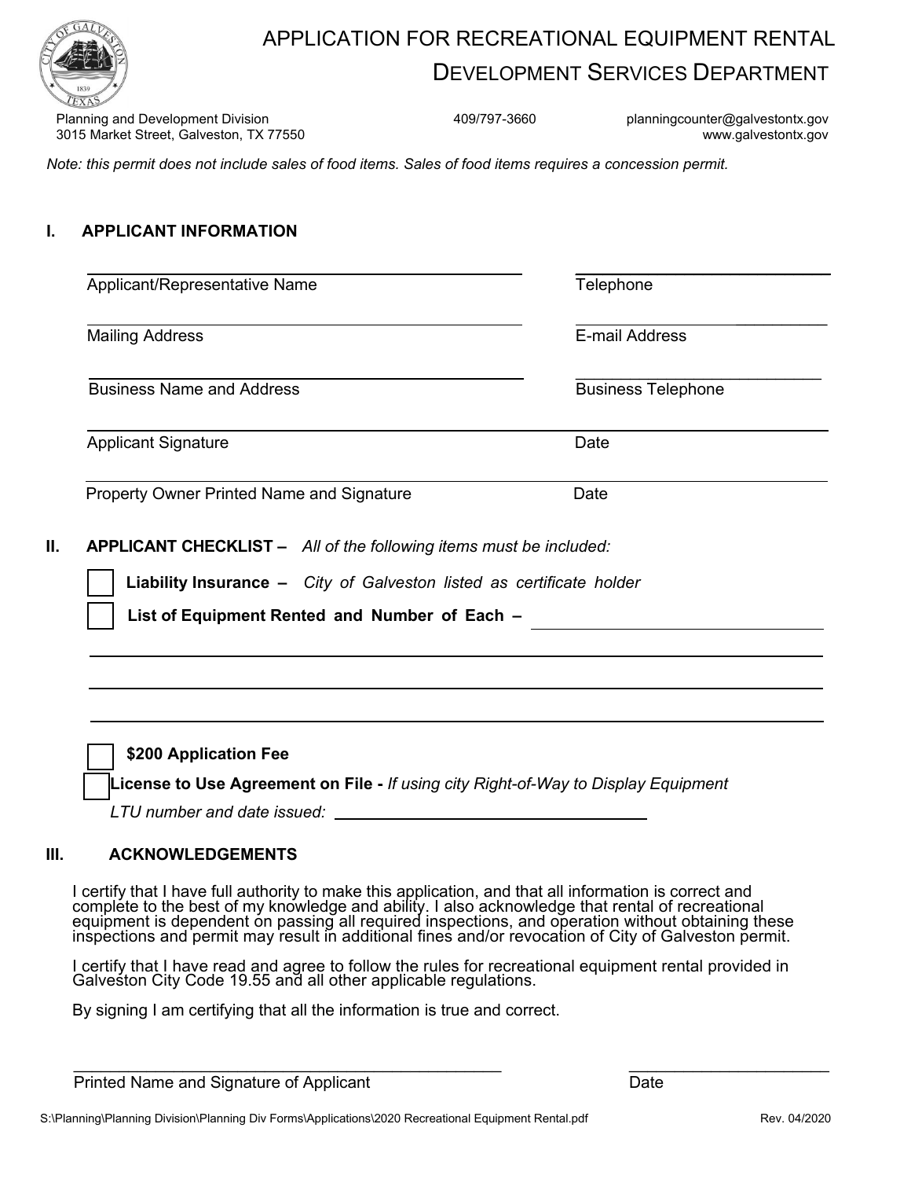# APPLICATION FOR RECREATIONAL EQUIPMENT RENTAL

## DEVELOPMENT SERVICES DEPARTMENT

Planning and Development Division
3015 Market Street, Galveston, TX 77550

409/797-3660

planningcounter@galvestontx.gov
www.galvestontx.gov

*Note: this permit does not include sales of food items. Sales of food items requires a concession permit.*

## I. APPLICANT INFORMATION

| | |
|---|---|
| Applicant/Representative Name | Telephone |
| Mailing Address | E-mail Address |
| Business Name and Address | Business Telephone |
| Applicant Signature | Date |
| Property Owner Printed Name and Signature | Date |

## II. APPLICANT CHECKLIST – *All of the following items must be included:*

- ☐ **Liability Insurance –** *City of Galveston listed as certificate holder*
- ☐ **List of Equipment Rented and Number of Each –** ______________________

______________________________________________

______________________________________________

______________________________________________

- ☐ **$200 Application Fee**
- ☐ **License to Use Agreement on File -** *If using city Right-of-Way to Display Equipment*

  *LTU number and date issued:* ______________________

## III. ACKNOWLEDGEMENTS

I certify that I have full authority to make this application, and that all information is correct and complete to the best of my knowledge and ability. I also acknowledge that rental of recreational equipment is dependent on passing all required inspections, and operation without obtaining these inspections and permit may result in additional fines and/or revocation of City of Galveston permit.

I certify that I have read and agree to follow the rules for recreational equipment rental provided in Galveston City Code 19.55 and all other applicable regulations.

By signing I am certifying that all the information is true and correct.

______________________________________________ ______________________

Printed Name and Signature of Applicant Date

S:\Planning\Planning Division\Planning Div Forms\Applications\2020 Recreational Equipment Rental.pdf Rev. 04/2020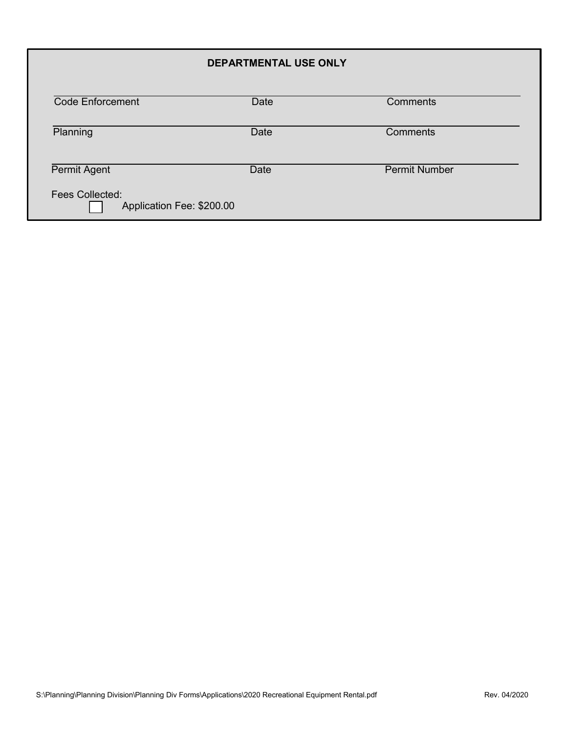## DEPARTMENTAL USE ONLY

| | | |
|---|---|---|
| Code Enforcement | Date | Comments |
| Planning | Date | Comments |
| Permit Agent | Date | Permit Number |

Fees Collected:

☐ Application Fee: $200.00

S:\Planning\Planning Division\Planning Div Forms\Applications\2020 Recreational Equipment Rental.pdf Rev. 04/2020